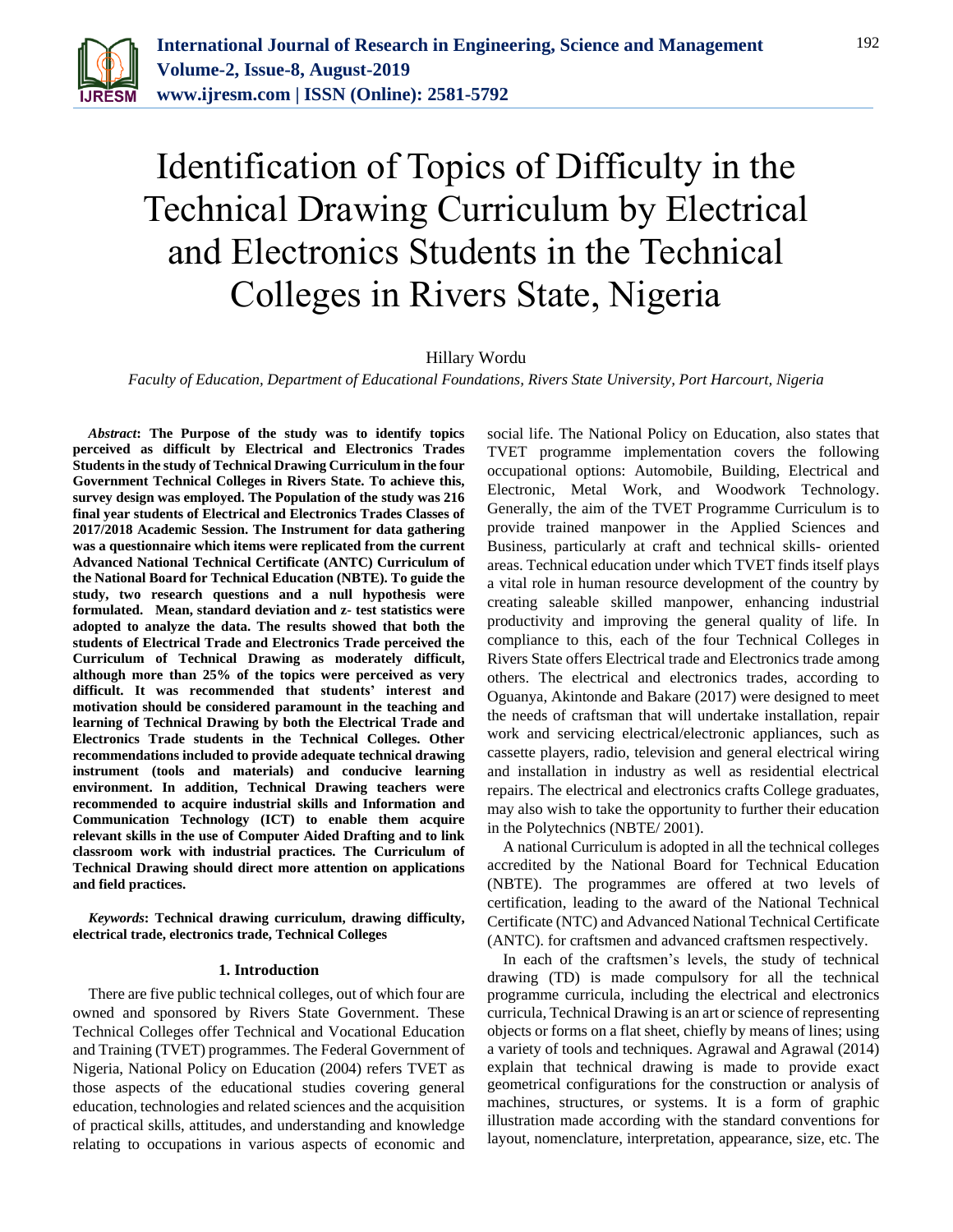# Identification of Topics of Difficulty in the Technical Drawing Curriculum by Electrical and Electronics Students in the Technical Colleges in Rivers State, Nigeria

Hillary Wordu

*Faculty of Education, Department of Educational Foundations, Rivers State University, Port Harcourt, Nigeria*

***Abstract*: The Purpose of the study was to identify topics perceived as difficult by Electrical and Electronics Trades Students in the study of Technical Drawing Curriculum in the four Government Technical Colleges in Rivers State. To achieve this, survey design was employed. The Population of the study was 216 final year students of Electrical and Electronics Trades Classes of 2017/2018 Academic Session. The Instrument for data gathering was a questionnaire which items were replicated from the current Advanced National Technical Certificate (ANTC) Curriculum of the National Board for Technical Education (NBTE). To guide the study, two research questions and a null hypothesis were formulated. Mean, standard deviation and z- test statistics were adopted to analyze the data. The results showed that both the students of Electrical Trade and Electronics Trade perceived the Curriculum of Technical Drawing as moderately difficult, although more than 25% of the topics were perceived as very difficult. It was recommended that students' interest and motivation should be considered paramount in the teaching and learning of Technical Drawing by both the Electrical Trade and Electronics Trade students in the Technical Colleges. Other recommendations included to provide adequate technical drawing instrument (tools and materials) and conducive learning environment. In addition, Technical Drawing teachers were recommended to acquire industrial skills and Information and Communication Technology (ICT) to enable them acquire relevant skills in the use of Computer Aided Drafting and to link classroom work with industrial practices. The Curriculum of Technical Drawing should direct more attention on applications and field practices.**

***Keywords*: Technical drawing curriculum, drawing difficulty, electrical trade, electronics trade, Technical Colleges**

## 1. Introduction

There are five public technical colleges, out of which four are owned and sponsored by Rivers State Government. These Technical Colleges offer Technical and Vocational Education and Training (TVET) programmes. The Federal Government of Nigeria, National Policy on Education (2004) refers TVET as those aspects of the educational studies covering general education, technologies and related sciences and the acquisition of practical skills, attitudes, and understanding and knowledge relating to occupations in various aspects of economic and social life. The National Policy on Education, also states that TVET programme implementation covers the following occupational options: Automobile, Building, Electrical and Electronic, Metal Work, and Woodwork Technology. Generally, the aim of the TVET Programme Curriculum is to provide trained manpower in the Applied Sciences and Business, particularly at craft and technical skills- oriented areas. Technical education under which TVET finds itself plays a vital role in human resource development of the country by creating saleable skilled manpower, enhancing industrial productivity and improving the general quality of life. In compliance to this, each of the four Technical Colleges in Rivers State offers Electrical trade and Electronics trade among others. The electrical and electronics trades, according to Oguanya, Akintonde and Bakare (2017) were designed to meet the needs of craftsman that will undertake installation, repair work and servicing electrical/electronic appliances, such as cassette players, radio, television and general electrical wiring and installation in industry as well as residential electrical repairs. The electrical and electronics crafts College graduates, may also wish to take the opportunity to further their education in the Polytechnics (NBTE/ 2001).

A national Curriculum is adopted in all the technical colleges accredited by the National Board for Technical Education (NBTE). The programmes are offered at two levels of certification, leading to the award of the National Technical Certificate (NTC) and Advanced National Technical Certificate (ANTC). for craftsmen and advanced craftsmen respectively.

In each of the craftsmen's levels, the study of technical drawing (TD) is made compulsory for all the technical programme curricula, including the electrical and electronics curricula, Technical Drawing is an art or science of representing objects or forms on a flat sheet, chiefly by means of lines; using a variety of tools and techniques. Agrawal and Agrawal (2014) explain that technical drawing is made to provide exact geometrical configurations for the construction or analysis of machines, structures, or systems. It is a form of graphic illustration made according with the standard conventions for layout, nomenclature, interpretation, appearance, size, etc. The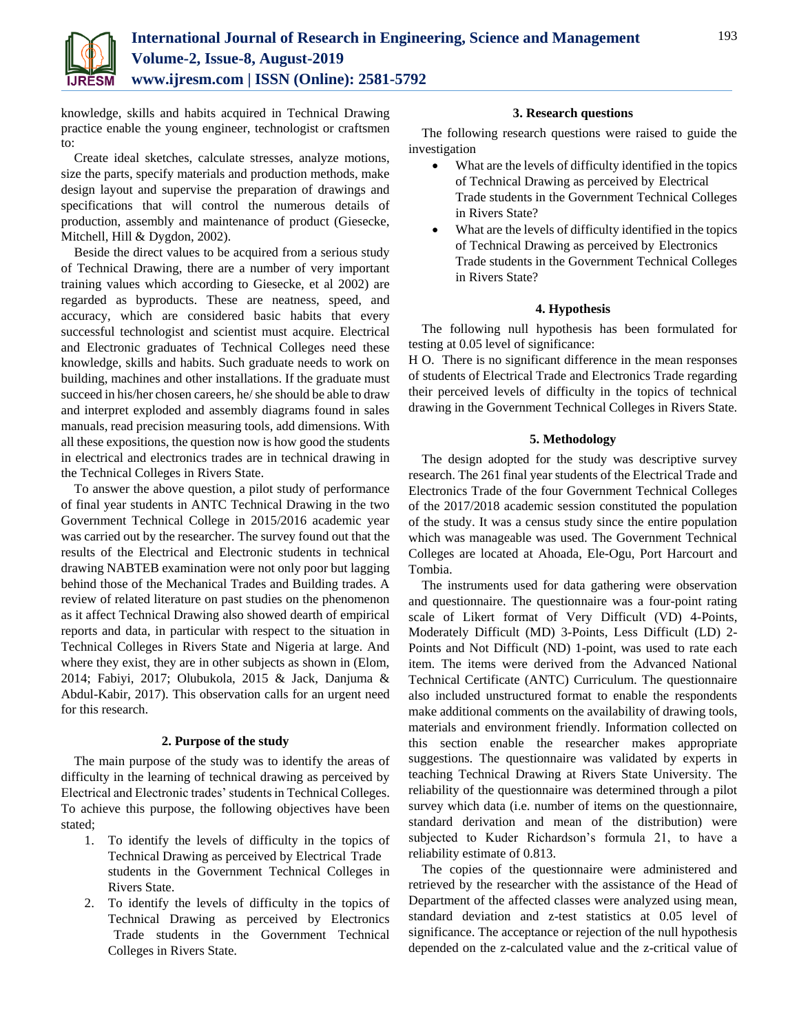knowledge, skills and habits acquired in Technical Drawing practice enable the young engineer, technologist or craftsmen to:

Create ideal sketches, calculate stresses, analyze motions, size the parts, specify materials and production methods, make design layout and supervise the preparation of drawings and specifications that will control the numerous details of production, assembly and maintenance of product (Giesecke, Mitchell, Hill & Dygdon, 2002).

Beside the direct values to be acquired from a serious study of Technical Drawing, there are a number of very important training values which according to Giesecke, et al 2002) are regarded as byproducts. These are neatness, speed, and accuracy, which are considered basic habits that every successful technologist and scientist must acquire. Electrical and Electronic graduates of Technical Colleges need these knowledge, skills and habits. Such graduate needs to work on building, machines and other installations. If the graduate must succeed in his/her chosen careers, he/ she should be able to draw and interpret exploded and assembly diagrams found in sales manuals, read precision measuring tools, add dimensions. With all these expositions, the question now is how good the students in electrical and electronics trades are in technical drawing in the Technical Colleges in Rivers State.

To answer the above question, a pilot study of performance of final year students in ANTC Technical Drawing in the two Government Technical College in 2015/2016 academic year was carried out by the researcher. The survey found out that the results of the Electrical and Electronic students in technical drawing NABTEB examination were not only poor but lagging behind those of the Mechanical Trades and Building trades. A review of related literature on past studies on the phenomenon as it affect Technical Drawing also showed dearth of empirical reports and data, in particular with respect to the situation in Technical Colleges in Rivers State and Nigeria at large. And where they exist, they are in other subjects as shown in (Elom, 2014; Fabiyi, 2017; Olubukola, 2015 & Jack, Danjuma & Abdul-Kabir, 2017). This observation calls for an urgent need for this research.

## 2. Purpose of the study

The main purpose of the study was to identify the areas of difficulty in the learning of technical drawing as perceived by Electrical and Electronic trades' students in Technical Colleges. To achieve this purpose, the following objectives have been stated;

1. To identify the levels of difficulty in the topics of Technical Drawing as perceived by Electrical Trade students in the Government Technical Colleges in Rivers State.
2. To identify the levels of difficulty in the topics of Technical Drawing as perceived by Electronics Trade students in the Government Technical Colleges in Rivers State.

## 3. Research questions

The following research questions were raised to guide the investigation

- What are the levels of difficulty identified in the topics of Technical Drawing as perceived by Electrical Trade students in the Government Technical Colleges in Rivers State?
- What are the levels of difficulty identified in the topics of Technical Drawing as perceived by Electronics Trade students in the Government Technical Colleges in Rivers State?

## 4. Hypothesis

The following null hypothesis has been formulated for testing at 0.05 level of significance:

H O. There is no significant difference in the mean responses of students of Electrical Trade and Electronics Trade regarding their perceived levels of difficulty in the topics of technical drawing in the Government Technical Colleges in Rivers State.

## 5. Methodology

The design adopted for the study was descriptive survey research. The 261 final year students of the Electrical Trade and Electronics Trade of the four Government Technical Colleges of the 2017/2018 academic session constituted the population of the study. It was a census study since the entire population which was manageable was used. The Government Technical Colleges are located at Ahoada, Ele-Ogu, Port Harcourt and Tombia.

The instruments used for data gathering were observation and questionnaire. The questionnaire was a four-point rating scale of Likert format of Very Difficult (VD) 4-Points, Moderately Difficult (MD) 3-Points, Less Difficult (LD) 2-Points and Not Difficult (ND) 1-point, was used to rate each item. The items were derived from the Advanced National Technical Certificate (ANTC) Curriculum. The questionnaire also included unstructured format to enable the respondents make additional comments on the availability of drawing tools, materials and environment friendly. Information collected on this section enable the researcher makes appropriate suggestions. The questionnaire was validated by experts in teaching Technical Drawing at Rivers State University. The reliability of the questionnaire was determined through a pilot survey which data (i.e. number of items on the questionnaire, standard derivation and mean of the distribution) were subjected to Kuder Richardson's formula 21, to have a reliability estimate of 0.813.

The copies of the questionnaire were administered and retrieved by the researcher with the assistance of the Head of Department of the affected classes were analyzed using mean, standard deviation and z-test statistics at 0.05 level of significance. The acceptance or rejection of the null hypothesis depended on the z-calculated value and the z-critical value of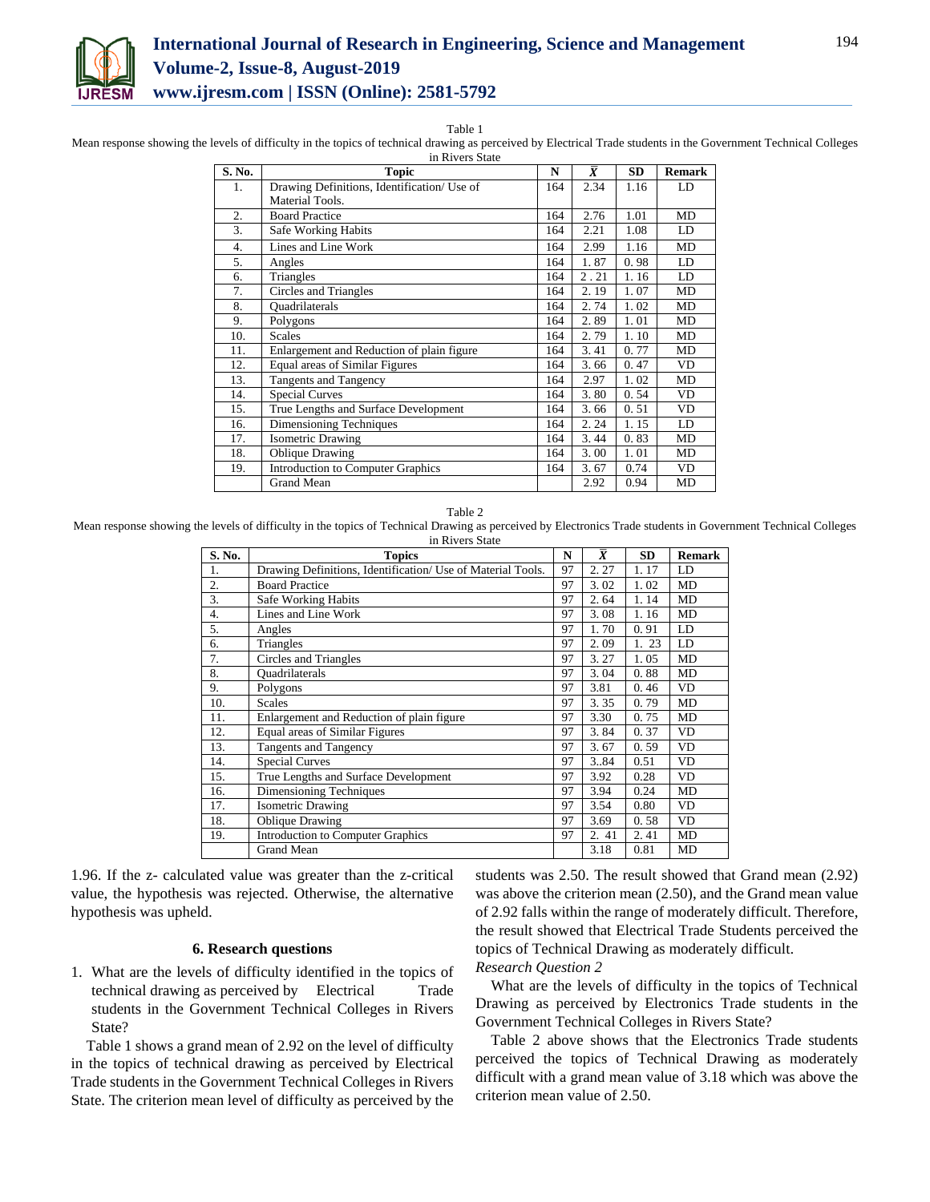Table 1
Mean response showing the levels of difficulty in the topics of technical drawing as perceived by Electrical Trade students in the Government Technical Colleges in Rivers State

| S. No. | Topic | N | $\bar{X}$ | SD | Remark |
|---|---|---|---|---|---|
| 1. | Drawing Definitions, Identification/ Use of Material Tools. | 164 | 2.34 | 1.16 | LD |
| 2. | Board Practice | 164 | 2.76 | 1.01 | MD |
| 3. | Safe Working Habits | 164 | 2.21 | 1.08 | LD |
| 4. | Lines and Line Work | 164 | 2.99 | 1.16 | MD |
| 5. | Angles | 164 | 1. 87 | 0. 98 | LD |
| 6. | Triangles | 164 | 2 . 21 | 1. 16 | LD |
| 7. | Circles and Triangles | 164 | 2. 19 | 1. 07 | MD |
| 8. | Quadrilaterals | 164 | 2. 74 | 1. 02 | MD |
| 9. | Polygons | 164 | 2. 89 | 1. 01 | MD |
| 10. | Scales | 164 | 2. 79 | 1. 10 | MD |
| 11. | Enlargement and Reduction of plain figure | 164 | 3. 41 | 0. 77 | MD |
| 12. | Equal areas of Similar Figures | 164 | 3. 66 | 0. 47 | VD |
| 13. | Tangents and Tangency | 164 | 2.97 | 1. 02 | MD |
| 14. | Special Curves | 164 | 3. 80 | 0. 54 | VD |
| 15. | True Lengths and Surface Development | 164 | 3. 66 | 0. 51 | VD |
| 16. | Dimensioning Techniques | 164 | 2. 24 | 1. 15 | LD |
| 17. | Isometric Drawing | 164 | 3. 44 | 0. 83 | MD |
| 18. | Oblique Drawing | 164 | 3. 00 | 1. 01 | MD |
| 19. | Introduction to Computer Graphics | 164 | 3. 67 | 0.74 | VD |
| | Grand Mean | | 2.92 | 0.94 | MD |

Table 2
Mean response showing the levels of difficulty in the topics of Technical Drawing as perceived by Electronics Trade students in Government Technical Colleges in Rivers State

| S. No. | Topics | N | $\bar{X}$ | SD | Remark |
|---|---|---|---|---|---|
| 1. | Drawing Definitions, Identification/ Use of Material Tools. | 97 | 2. 27 | 1. 17 | LD |
| 2. | Board Practice | 97 | 3. 02 | 1. 02 | MD |
| 3. | Safe Working Habits | 97 | 2. 64 | 1. 14 | MD |
| 4. | Lines and Line Work | 97 | 3. 08 | 1. 16 | MD |
| 5. | Angles | 97 | 1. 70 | 0. 91 | LD |
| 6. | Triangles | 97 | 2. 09 | 1. 23 | LD |
| 7. | Circles and Triangles | 97 | 3. 27 | 1. 05 | MD |
| 8. | Quadrilaterals | 97 | 3. 04 | 0. 88 | MD |
| 9. | Polygons | 97 | 3.81 | 0. 46 | VD |
| 10. | Scales | 97 | 3. 35 | 0. 79 | MD |
| 11. | Enlargement and Reduction of plain figure | 97 | 3.30 | 0. 75 | MD |
| 12. | Equal areas of Similar Figures | 97 | 3. 84 | 0. 37 | VD |
| 13. | Tangents and Tangency | 97 | 3. 67 | 0. 59 | VD |
| 14. | Special Curves | 97 | 3..84 | 0.51 | VD |
| 15. | True Lengths and Surface Development | 97 | 3.92 | 0.28 | VD |
| 16. | Dimensioning Techniques | 97 | 3.94 | 0.24 | MD |
| 17. | Isometric Drawing | 97 | 3.54 | 0.80 | VD |
| 18. | Oblique Drawing | 97 | 3.69 | 0. 58 | VD |
| 19. | Introduction to Computer Graphics | 97 | 2. 41 | 2. 41 | MD |
| | Grand Mean | | 3.18 | 0.81 | MD |

1.96. If the z- calculated value was greater than the z-critical value, the hypothesis was rejected. Otherwise, the alternative hypothesis was upheld.

## 6. Research questions

1. What are the levels of difficulty identified in the topics of technical drawing as perceived by Electrical Trade students in the Government Technical Colleges in Rivers State?

Table 1 shows a grand mean of 2.92 on the level of difficulty in the topics of technical drawing as perceived by Electrical Trade students in the Government Technical Colleges in Rivers State. The criterion mean level of difficulty as perceived by the students was 2.50. The result showed that Grand mean (2.92) was above the criterion mean (2.50), and the Grand mean value of 2.92 falls within the range of moderately difficult. Therefore, the result showed that Electrical Trade Students perceived the topics of Technical Drawing as moderately difficult.

*Research Question 2*

What are the levels of difficulty in the topics of Technical Drawing as perceived by Electronics Trade students in the Government Technical Colleges in Rivers State?

Table 2 above shows that the Electronics Trade students perceived the topics of Technical Drawing as moderately difficult with a grand mean value of 3.18 which was above the criterion mean value of 2.50.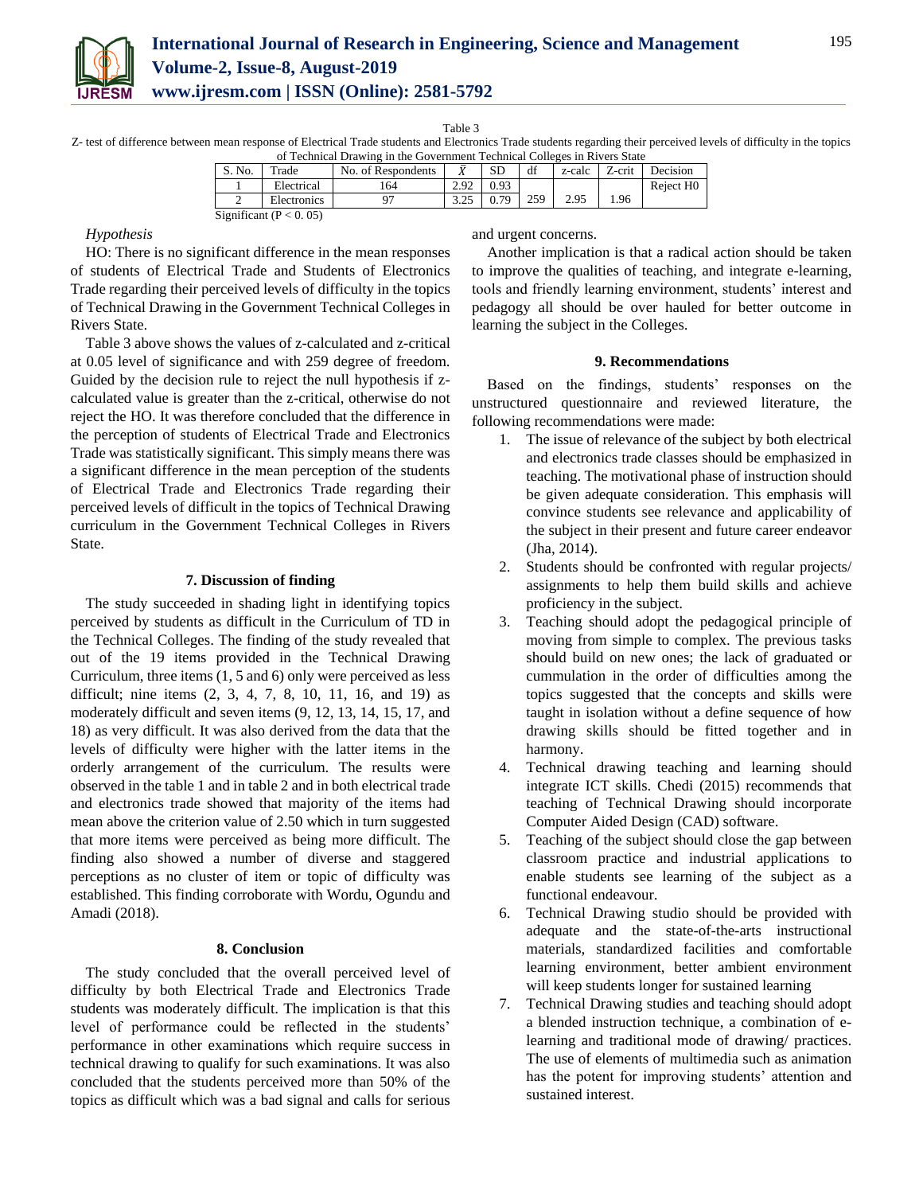Table 3

Z- test of difference between mean response of Electrical Trade students and Electronics Trade students regarding their perceived levels of difficulty in the topics of Technical Drawing in the Government Technical Colleges in Rivers State

| S. No. | Trade | No. of Respondents | $\bar{X}$ | SD | df | z-calc | Z-crit | Decision |
|---|---|---|---|---|---|---|---|---|
| 1 | Electrical | 164 | 2.92 | 0.93 | 259 | 2.95 | 1.96 | Reject H0 |
| 2 | Electronics | 97 | 3.25 | 0.79 | | | | |

Significant (P < 0. 05)

*Hypothesis*

HO: There is no significant difference in the mean responses of students of Electrical Trade and Students of Electronics Trade regarding their perceived levels of difficulty in the topics of Technical Drawing in the Government Technical Colleges in Rivers State.

Table 3 above shows the values of z-calculated and z-critical at 0.05 level of significance and with 259 degree of freedom. Guided by the decision rule to reject the null hypothesis if z-calculated value is greater than the z-critical, otherwise do not reject the HO. It was therefore concluded that the difference in the perception of students of Electrical Trade and Electronics Trade was statistically significant. This simply means there was a significant difference in the mean perception of the students of Electrical Trade and Electronics Trade regarding their perceived levels of difficult in the topics of Technical Drawing curriculum in the Government Technical Colleges in Rivers State.

## 7. Discussion of finding

The study succeeded in shading light in identifying topics perceived by students as difficult in the Curriculum of TD in the Technical Colleges. The finding of the study revealed that out of the 19 items provided in the Technical Drawing Curriculum, three items (1, 5 and 6) only were perceived as less difficult; nine items (2, 3, 4, 7, 8, 10, 11, 16, and 19) as moderately difficult and seven items (9, 12, 13, 14, 15, 17, and 18) as very difficult. It was also derived from the data that the levels of difficulty were higher with the latter items in the orderly arrangement of the curriculum. The results were observed in the table 1 and in table 2 and in both electrical trade and electronics trade showed that majority of the items had mean above the criterion value of 2.50 which in turn suggested that more items were perceived as being more difficult. The finding also showed a number of diverse and staggered perceptions as no cluster of item or topic of difficulty was established. This finding corroborate with Wordu, Ogundu and Amadi (2018).

## 8. Conclusion

The study concluded that the overall perceived level of difficulty by both Electrical Trade and Electronics Trade students was moderately difficult. The implication is that this level of performance could be reflected in the students' performance in other examinations which require success in technical drawing to qualify for such examinations. It was also concluded that the students perceived more than 50% of the topics as difficult which was a bad signal and calls for serious and urgent concerns.

Another implication is that a radical action should be taken to improve the qualities of teaching, and integrate e-learning, tools and friendly learning environment, students' interest and pedagogy all should be over hauled for better outcome in learning the subject in the Colleges.

## 9. Recommendations

Based on the findings, students' responses on the unstructured questionnaire and reviewed literature, the following recommendations were made:

1. The issue of relevance of the subject by both electrical and electronics trade classes should be emphasized in teaching. The motivational phase of instruction should be given adequate consideration. This emphasis will convince students see relevance and applicability of the subject in their present and future career endeavor (Jha, 2014).
2. Students should be confronted with regular projects/ assignments to help them build skills and achieve proficiency in the subject.
3. Teaching should adopt the pedagogical principle of moving from simple to complex. The previous tasks should build on new ones; the lack of graduated or cummulation in the order of difficulties among the topics suggested that the concepts and skills were taught in isolation without a define sequence of how drawing skills should be fitted together and in harmony.
4. Technical drawing teaching and learning should integrate ICT skills. Chedi (2015) recommends that teaching of Technical Drawing should incorporate Computer Aided Design (CAD) software.
5. Teaching of the subject should close the gap between classroom practice and industrial applications to enable students see learning of the subject as a functional endeavour.
6. Technical Drawing studio should be provided with adequate and the state-of-the-arts instructional materials, standardized facilities and comfortable learning environment, better ambient environment will keep students longer for sustained learning
7. Technical Drawing studies and teaching should adopt a blended instruction technique, a combination of e-learning and traditional mode of drawing/ practices. The use of elements of multimedia such as animation has the potent for improving students' attention and sustained interest.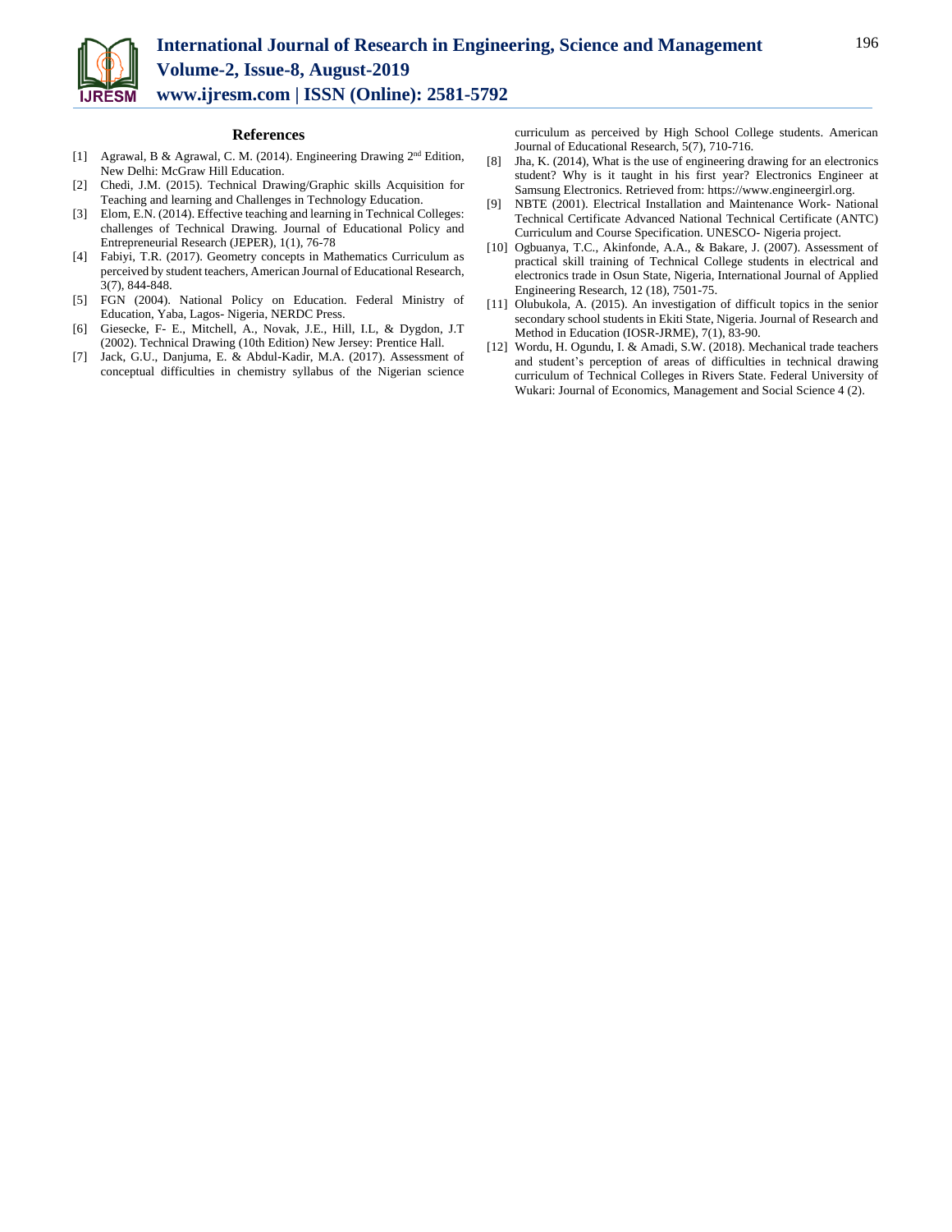## References

[1] Agrawal, B & Agrawal, C. M. (2014). Engineering Drawing 2nd Edition, New Delhi: McGraw Hill Education.

[2] Chedi, J.M. (2015). Technical Drawing/Graphic skills Acquisition for Teaching and learning and Challenges in Technology Education.

[3] Elom, E.N. (2014). Effective teaching and learning in Technical Colleges: challenges of Technical Drawing. Journal of Educational Policy and Entrepreneurial Research (JEPER), 1(1), 76-78

[4] Fabiyi, T.R. (2017). Geometry concepts in Mathematics Curriculum as perceived by student teachers, American Journal of Educational Research, 3(7), 844-848.

[5] FGN (2004). National Policy on Education. Federal Ministry of Education, Yaba, Lagos- Nigeria, NERDC Press.

[6] Giesecke, F- E., Mitchell, A., Novak, J.E., Hill, I.L, & Dygdon, J.T (2002). Technical Drawing (10th Edition) New Jersey: Prentice Hall.

[7] Jack, G.U., Danjuma, E. & Abdul-Kadir, M.A. (2017). Assessment of conceptual difficulties in chemistry syllabus of the Nigerian science curriculum as perceived by High School College students. American Journal of Educational Research, 5(7), 710-716.

[8] Jha, K. (2014), What is the use of engineering drawing for an electronics student? Why is it taught in his first year? Electronics Engineer at Samsung Electronics. Retrieved from: https://www.engineergirl.org.

[9] NBTE (2001). Electrical Installation and Maintenance Work- National Technical Certificate Advanced National Technical Certificate (ANTC) Curriculum and Course Specification. UNESCO- Nigeria project.

[10] Ogbuanya, T.C., Akinfonde, A.A., & Bakare, J. (2007). Assessment of practical skill training of Technical College students in electrical and electronics trade in Osun State, Nigeria, International Journal of Applied Engineering Research, 12 (18), 7501-75.

[11] Olubukola, A. (2015). An investigation of difficult topics in the senior secondary school students in Ekiti State, Nigeria. Journal of Research and Method in Education (IOSR-JRME), 7(1), 83-90.

[12] Wordu, H. Ogundu, I. & Amadi, S.W. (2018). Mechanical trade teachers and student's perception of areas of difficulties in technical drawing curriculum of Technical Colleges in Rivers State. Federal University of Wukari: Journal of Economics, Management and Social Science 4 (2).